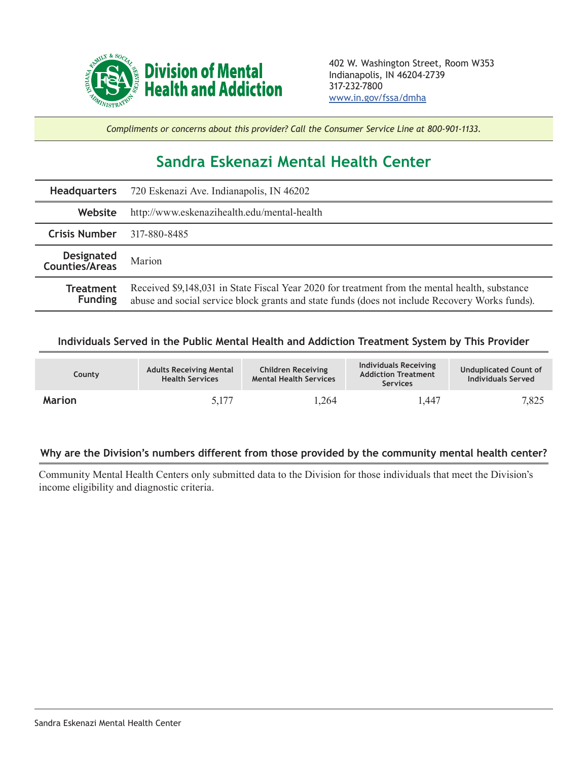**Division of Mental Health and Addiction**

402 W. Washington Street, Room W353
Indianapolis, IN 46204-2739
317-232-7800
www.in.gov/fssa/dmha

*Compliments or concerns about this provider? Call the Consumer Service Line at 800-901-1133.*

# Sandra Eskenazi Mental Health Center

| | |
|---|---|
| **Headquarters** | 720 Eskenazi Ave. Indianapolis, IN 46202 |
| **Website** | http://www.eskenazihealth.edu/mental-health |
| **Crisis Number** | 317-880-8485 |
| **Designated Counties/Areas** | Marion |
| **Treatment Funding** | Received $9,148,031 in State Fiscal Year 2020 for treatment from the mental health, substance abuse and social service block grants and state funds (does not include Recovery Works funds). |

## Individuals Served in the Public Mental Health and Addiction Treatment System by This Provider

| County | Adults Receiving Mental Health Services | Children Receiving Mental Health Services | Individuals Receiving Addiction Treatment Services | Unduplicated Count of Individuals Served |
|---|---|---|---|---|
| **Marion** | 5,177 | 1,264 | 1,447 | 7,825 |

## Why are the Division's numbers different from those provided by the community mental health center?

Community Mental Health Centers only submitted data to the Division for those individuals that meet the Division's income eligibility and diagnostic criteria.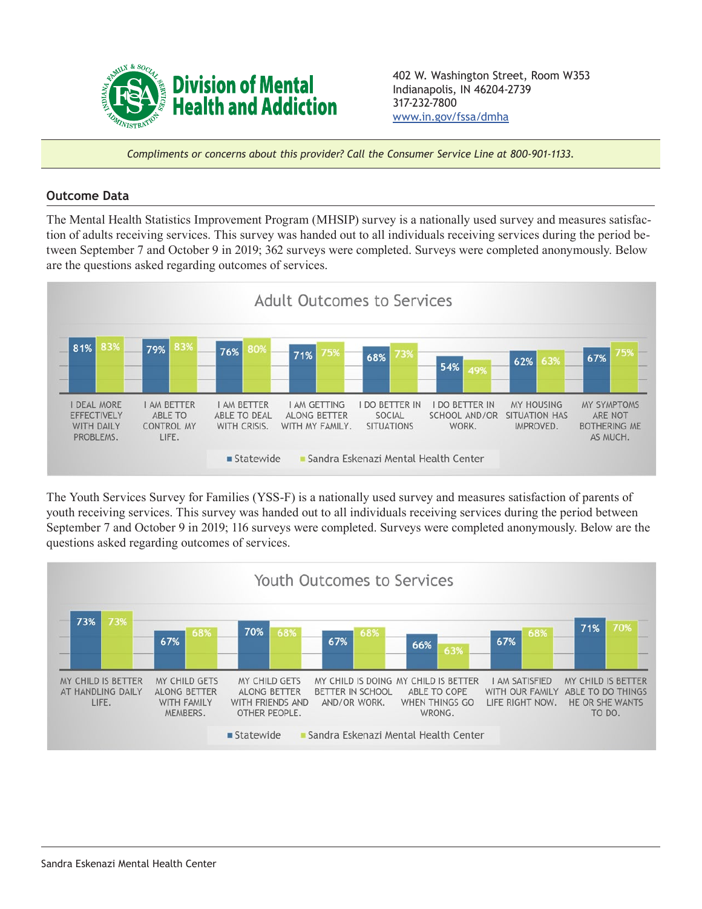**Division of Mental Health and Addiction**

402 W. Washington Street, Room W353
Indianapolis, IN 46204-2739
317-232-7800
www.in.gov/fssa/dmha

*Compliments or concerns about this provider? Call the Consumer Service Line at 800-901-1133.*

## Outcome Data

The Mental Health Statistics Improvement Program (MHSIP) survey is a nationally used survey and measures satisfaction of adults receiving services. This survey was handed out to all individuals receiving services during the period between September 7 and October 9 in 2019; 362 surveys were completed. Surveys were completed anonymously. Below are the questions asked regarding outcomes of services.

Adult Outcomes to Services

I DEAL MORE EFFECTIVELY WITH DAILY PROBLEMS.: 81% 83%
I AM BETTER ABLE TO CONTROL MY LIFE.: 79% 83%
I AM BETTER ABLE TO DEAL WITH CRISIS.: 76% 80%
I AM GETTING ALONG BETTER WITH MY FAMILY.: 71% 75%
I DO BETTER IN SOCIAL SITUATIONS: 68% 73%
I DO BETTER IN SCHOOL AND/OR WORK.: 54% 49%
MY HOUSING SITUATION HAS IMPROVED.: 62% 63%
MY SYMPTOMS ARE NOT BOTHERING ME AS MUCH.: 67% 75%

Statewide | Sandra Eskenazi Mental Health Center

The Youth Services Survey for Families (YSS-F) is a nationally used survey and measures satisfaction of parents of youth receiving services. This survey was handed out to all individuals receiving services during the period between September 7 and October 9 in 2019; 116 surveys were completed. Surveys were completed anonymously. Below are the questions asked regarding outcomes of services.

Youth Outcomes to Services

MY CHILD IS BETTER AT HANDLING DAILY LIFE.: 73% 73%
MY CHILD GETS ALONG BETTER WITH FAMILY MEMBERS.: 67% 68%
MY CHILD GETS ALONG BETTER WITH FRIENDS AND OTHER PEOPLE.: 70% 68%
MY CHILD IS DOING BETTER IN SCHOOL AND/OR WORK.: 67% 68%
MY CHILD IS BETTER ABLE TO COPE WHEN THINGS GO WRONG.: 66% 63%
I AM SATISFIED WITH OUR FAMILY LIFE RIGHT NOW.: 67% 68%
MY CHILD IS BETTER ABLE TO DO THINGS HE OR SHE WANTS TO DO.: 71% 70%

Statewide | Sandra Eskenazi Mental Health Center